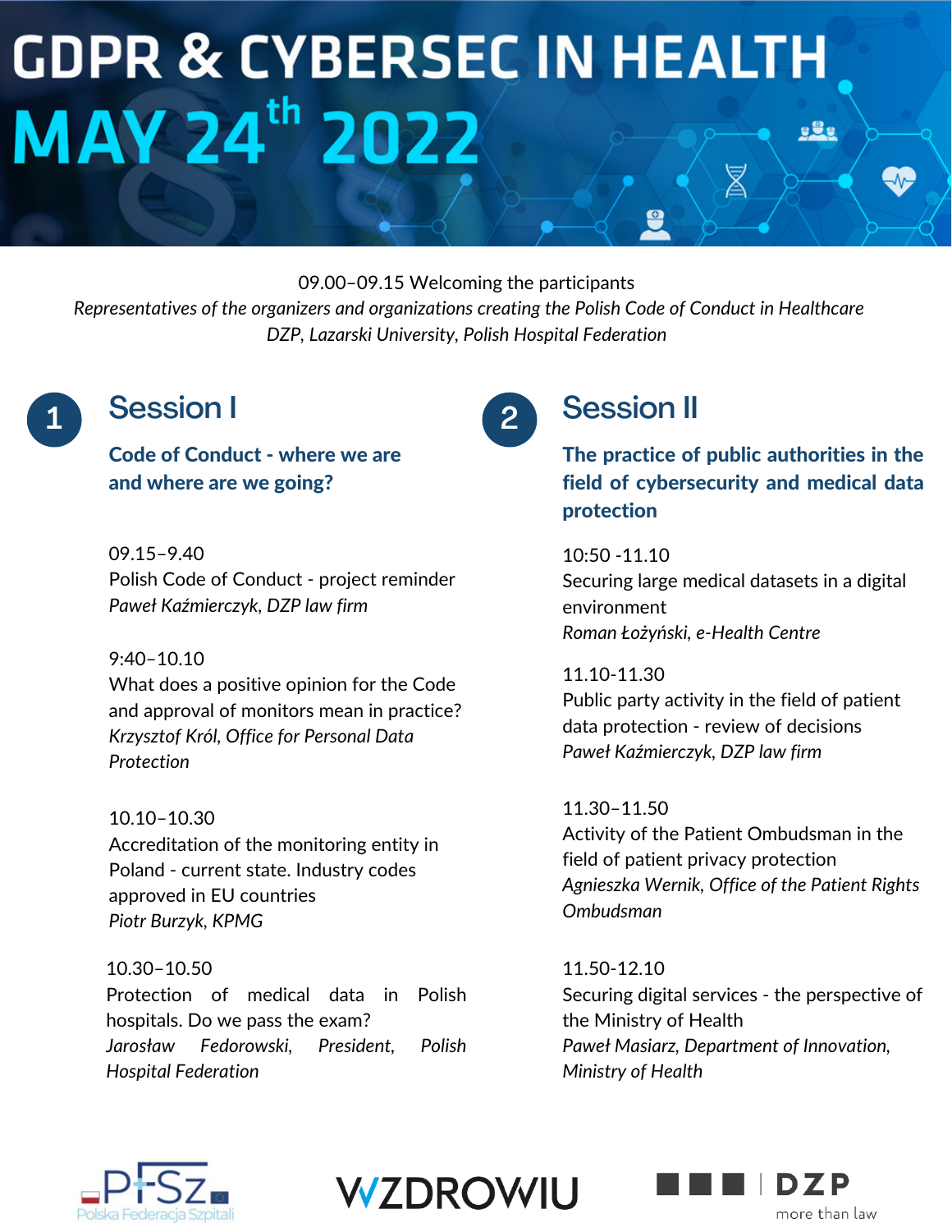# GDPR & CYBERSEC IN HEALTH

## MAY 24th 2022

09.00–09.15 Welcoming the participants

*Representatives of the organizers and organizations creating the Polish Code of Conduct in Healthcare*
*DZP, Lazarski University, Polish Hospital Federation*

## 1 Session I

### Code of Conduct - where we are and where are we going?

09.15–9.40
Polish Code of Conduct - project reminder
*Paweł Kaźmierczyk, DZP law firm*

9:40–10.10
What does a positive opinion for the Code and approval of monitors mean in practice?
*Krzysztof Król, Office for Personal Data Protection*

10.10–10.30
Accreditation of the monitoring entity in Poland - current state. Industry codes approved in EU countries
*Piotr Burzyk, KPMG*

10.30–10.50
Protection of medical data in Polish hospitals. Do we pass the exam?
*Jarosław Fedorowski, President, Polish Hospital Federation*

## 2 Session II

### The practice of public authorities in the field of cybersecurity and medical data protection

10:50 -11.10
Securing large medical datasets in a digital environment
*Roman Łożyński, e-Health Centre*

11.10-11.30
Public party activity in the field of patient data protection - review of decisions
*Paweł Kaźmierczyk, DZP law firm*

11.30–11.50
Activity of the Patient Ombudsman in the field of patient privacy protection
*Agnieszka Wernik, Office of the Patient Rights Ombudsman*

11.50-12.10
Securing digital services - the perspective of the Ministry of Health
*Paweł Masiarz, Department of Innovation, Ministry of Health*

PFSZ Polska Federacja Szpitali | WZDROWIU | DZP more than law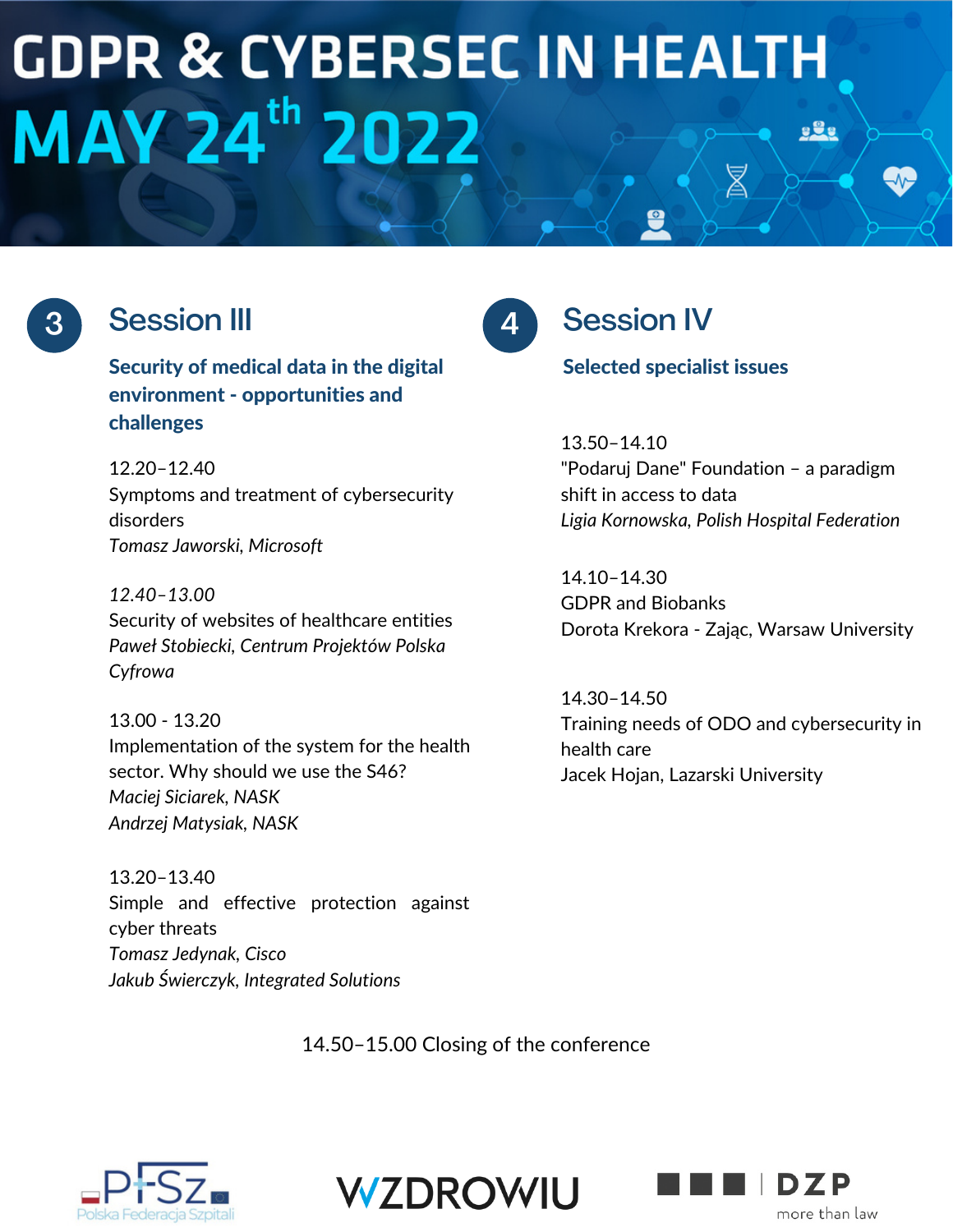# GDPR & CYBERSEC IN HEALTH

# MAY 24th 2022

## 3 Session III

### Security of medical data in the digital environment - opportunities and challenges

12.20–12.40
Symptoms and treatment of cybersecurity disorders
*Tomasz Jaworski, Microsoft*

*12.40–13.00*
Security of websites of healthcare entities
*Paweł Stobiecki, Centrum Projektów Polska Cyfrowa*

13.00 - 13.20
Implementation of the system for the health sector. Why should we use the S46?
*Maciej Siciarek, NASK*
*Andrzej Matysiak, NASK*

13.20–13.40
Simple and effective protection against cyber threats
*Tomasz Jedynak, Cisco*
*Jakub Świerczyk, Integrated Solutions*

## 4 Session IV

### Selected specialist issues

13.50–14.10
"Podaruj Dane" Foundation – a paradigm shift in access to data
*Ligia Kornowska, Polish Hospital Federation*

14.10–14.30
GDPR and Biobanks
Dorota Krekora - Zając, Warsaw University

14.30–14.50
Training needs of ODO and cybersecurity in health care
Jacek Hojan, Lazarski University

14.50–15.00 Closing of the conference

PFSZ Polska Federacja Szpitali

WZDROWIU

DZP more than law